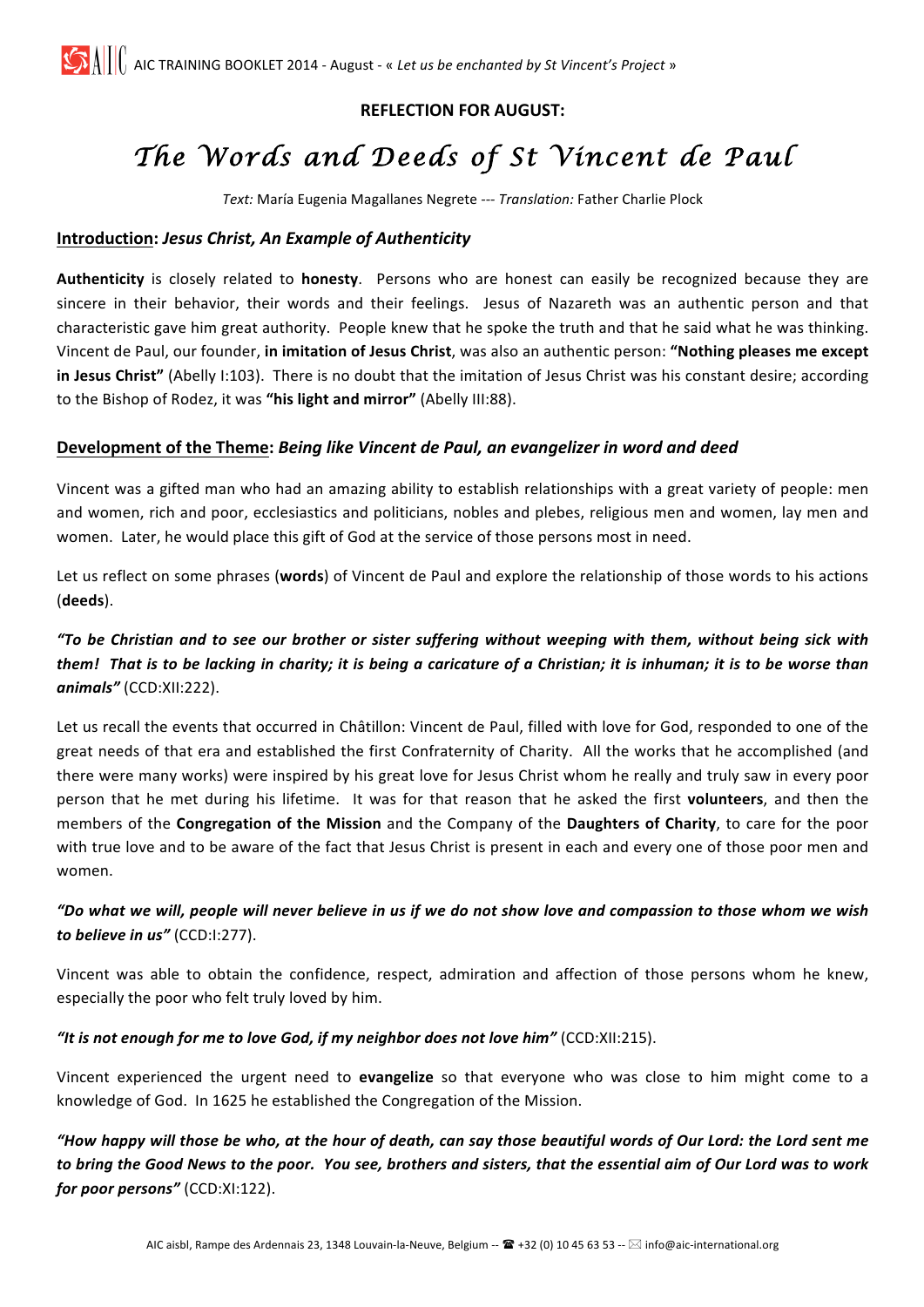**REFLECTION FOR AUGUST:**

# *The Words and Deeds of St Vincent de Paul*

*Text:* María Eugenia Magallanes Negrete --- *Translation:* Father Charlie Plock

## Introduction: *Jesus Christ, An Example of Authenticity*

**Authenticity** is closely related to **honesty**. Persons who are honest can easily be recognized because they are sincere in their behavior, their words and their feelings. Jesus of Nazareth was an authentic person and that characteristic gave him great authority. People knew that he spoke the truth and that he said what he was thinking. Vincent de Paul, our founder, **in imitation of Jesus Christ**, was also an authentic person: **"Nothing pleases me except in Jesus Christ"** (Abelly I:103). There is no doubt that the imitation of Jesus Christ was his constant desire; according to the Bishop of Rodez, it was **"his light and mirror"** (Abelly III:88).

## Development of the Theme: *Being like Vincent de Paul, an evangelizer in word and deed*

Vincent was a gifted man who had an amazing ability to establish relationships with a great variety of people: men and women, rich and poor, ecclesiastics and politicians, nobles and plebes, religious men and women, lay men and women. Later, he would place this gift of God at the service of those persons most in need.

Let us reflect on some phrases (**words**) of Vincent de Paul and explore the relationship of those words to his actions (**deeds**).

***"To be Christian and to see our brother or sister suffering without weeping with them, without being sick with them! That is to be lacking in charity; it is being a caricature of a Christian; it is inhuman; it is to be worse than animals"*** (CCD:XII:222).

Let us recall the events that occurred in Châtillon: Vincent de Paul, filled with love for God, responded to one of the great needs of that era and established the first Confraternity of Charity. All the works that he accomplished (and there were many works) were inspired by his great love for Jesus Christ whom he really and truly saw in every poor person that he met during his lifetime. It was for that reason that he asked the first **volunteers**, and then the members of the **Congregation of the Mission** and the Company of the **Daughters of Charity**, to care for the poor with true love and to be aware of the fact that Jesus Christ is present in each and every one of those poor men and women.

***"Do what we will, people will never believe in us if we do not show love and compassion to those whom we wish to believe in us"*** (CCD:I:277).

Vincent was able to obtain the confidence, respect, admiration and affection of those persons whom he knew, especially the poor who felt truly loved by him.

***"It is not enough for me to love God, if my neighbor does not love him"*** (CCD:XII:215).

Vincent experienced the urgent need to **evangelize** so that everyone who was close to him might come to a knowledge of God. In 1625 he established the Congregation of the Mission.

***"How happy will those be who, at the hour of death, can say those beautiful words of Our Lord: the Lord sent me to bring the Good News to the poor. You see, brothers and sisters, that the essential aim of Our Lord was to work for poor persons"*** (CCD:XI:122).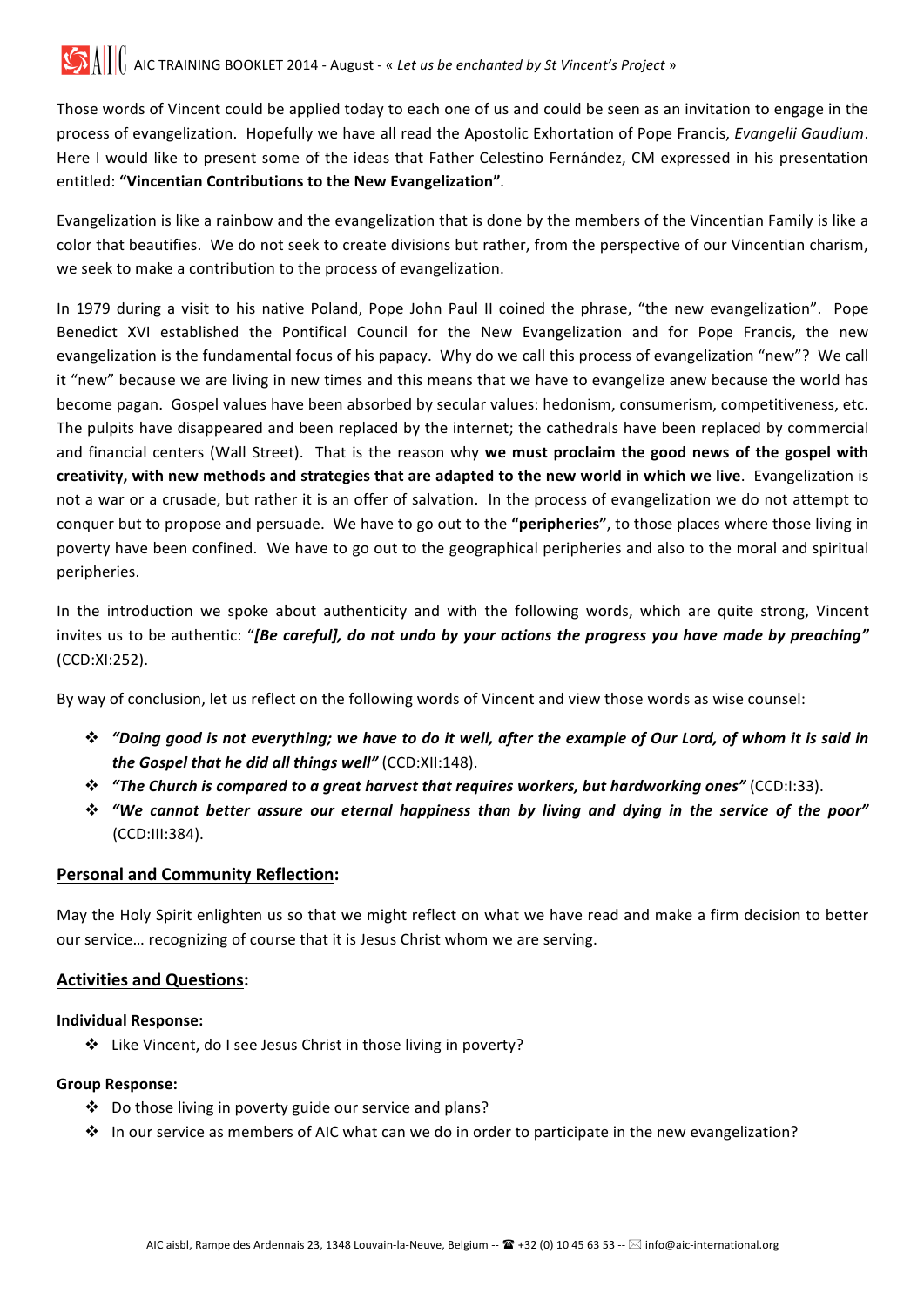Those words of Vincent could be applied today to each one of us and could be seen as an invitation to engage in the process of evangelization. Hopefully we have all read the Apostolic Exhortation of Pope Francis, *Evangelii Gaudium*. Here I would like to present some of the ideas that Father Celestino Fernández, CM expressed in his presentation entitled: **"Vincentian Contributions to the New Evangelization"**.

Evangelization is like a rainbow and the evangelization that is done by the members of the Vincentian Family is like a color that beautifies. We do not seek to create divisions but rather, from the perspective of our Vincentian charism, we seek to make a contribution to the process of evangelization.

In 1979 during a visit to his native Poland, Pope John Paul II coined the phrase, "the new evangelization". Pope Benedict XVI established the Pontifical Council for the New Evangelization and for Pope Francis, the new evangelization is the fundamental focus of his papacy. Why do we call this process of evangelization "new"? We call it "new" because we are living in new times and this means that we have to evangelize anew because the world has become pagan. Gospel values have been absorbed by secular values: hedonism, consumerism, competitiveness, etc. The pulpits have disappeared and been replaced by the internet; the cathedrals have been replaced by commercial and financial centers (Wall Street). That is the reason why **we must proclaim the good news of the gospel with creativity, with new methods and strategies that are adapted to the new world in which we live**. Evangelization is not a war or a crusade, but rather it is an offer of salvation. In the process of evangelization we do not attempt to conquer but to propose and persuade. We have to go out to the **"peripheries"**, to those places where those living in poverty have been confined. We have to go out to the geographical peripheries and also to the moral and spiritual peripheries.

In the introduction we spoke about authenticity and with the following words, which are quite strong, Vincent invites us to be authentic: "***[Be careful], do not undo by your actions the progress you have made by preaching"*** (CCD:XI:252).

By way of conclusion, let us reflect on the following words of Vincent and view those words as wise counsel:

- ***"Doing good is not everything; we have to do it well, after the example of Our Lord, of whom it is said in the Gospel that he did all things well"*** (CCD:XII:148).
- ***"The Church is compared to a great harvest that requires workers, but hardworking ones"*** (CCD:I:33).
- ***"We cannot better assure our eternal happiness than by living and dying in the service of the poor"*** (CCD:III:384).

## Personal and Community Reflection:

May the Holy Spirit enlighten us so that we might reflect on what we have read and make a firm decision to better our service… recognizing of course that it is Jesus Christ whom we are serving.

## Activities and Questions:

**Individual Response:**

- Like Vincent, do I see Jesus Christ in those living in poverty?

**Group Response:**

- Do those living in poverty guide our service and plans?
- In our service as members of AIC what can we do in order to participate in the new evangelization?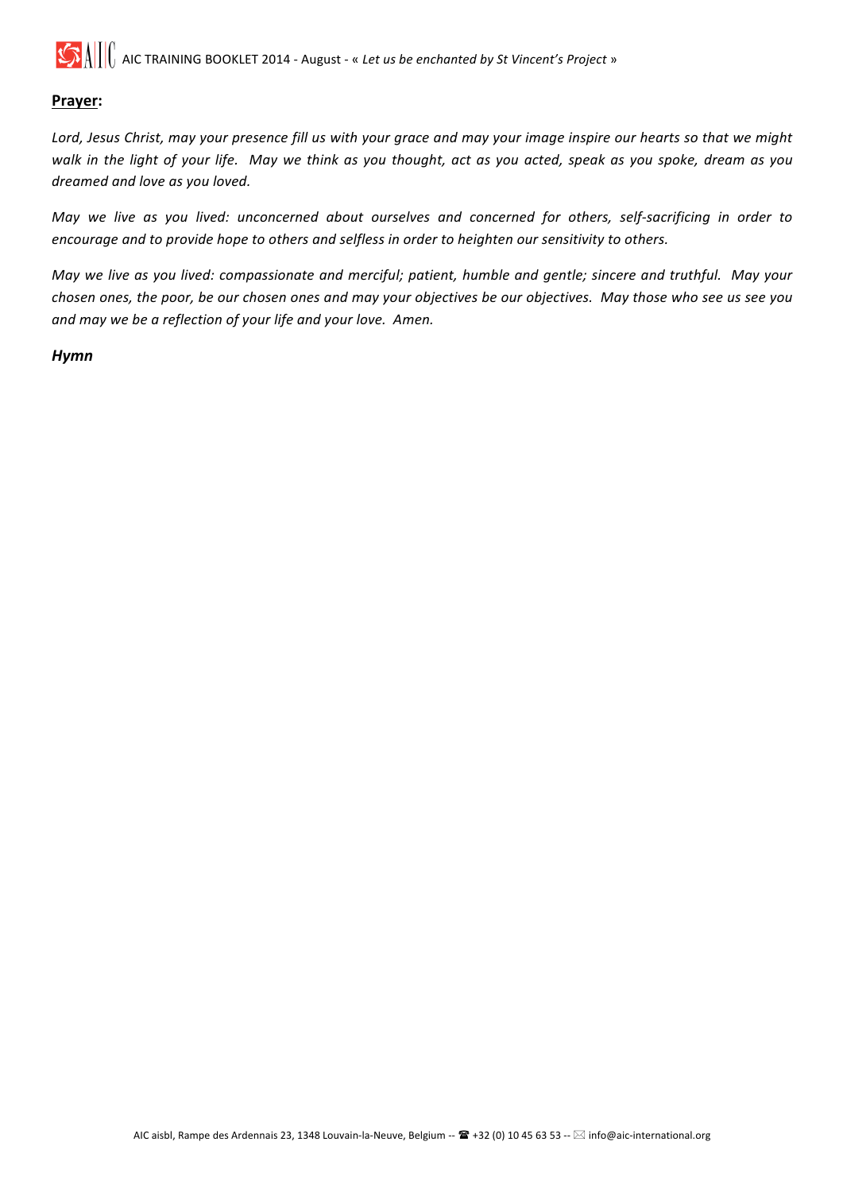**Prayer:**

*Lord, Jesus Christ, may your presence fill us with your grace and may your image inspire our hearts so that we might walk in the light of your life. May we think as you thought, act as you acted, speak as you spoke, dream as you dreamed and love as you loved.*

*May we live as you lived: unconcerned about ourselves and concerned for others, self-sacrificing in order to encourage and to provide hope to others and selfless in order to heighten our sensitivity to others.*

*May we live as you lived: compassionate and merciful; patient, humble and gentle; sincere and truthful. May your chosen ones, the poor, be our chosen ones and may your objectives be our objectives. May those who see us see you and may we be a reflection of your life and your love. Amen.*

***Hymn***